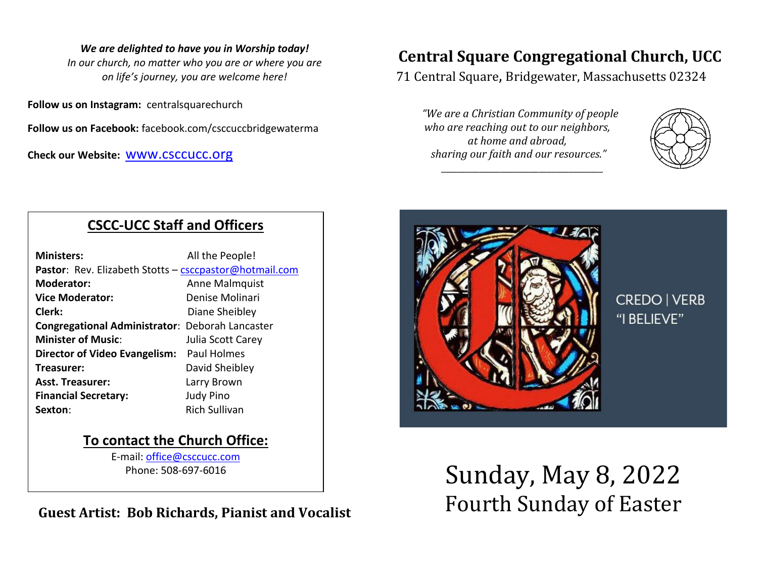***We are delighted to have you in Worship today!***
*In our church, no matter who you are or where you are on life's journey, you are welcome here!*

**Follow us on Instagram:** centralsquarechurch

**Follow us on Facebook:** facebook.com/csccuccbridgewaterma

**Check our Website:** www.csccucc.org

## CSCC-UCC Staff and Officers

**Ministers:** All the People!
**Pastor**: Rev. Elizabeth Stotts – csccpastor@hotmail.com
**Moderator:** Anne Malmquist
**Vice Moderator:** Denise Molinari
**Clerk:** Diane Sheibley
**Congregational Administrator**: Deborah Lancaster
**Minister of Music**: Julia Scott Carey
**Director of Video Evangelism:** Paul Holmes
**Treasurer:** David Sheibley
**Asst. Treasurer:** Larry Brown
**Financial Secretary:** Judy Pino
**Sexton**: Rich Sullivan

### To contact the Church Office:

E-mail: office@csccucc.com
Phone: 508-697-6016

**Guest Artist: Bob Richards, Pianist and Vocalist**

# Central Square Congregational Church, UCC

71 Central Square, Bridgewater, Massachusetts 02324

*"We are a Christian Community of people who are reaching out to our neighbors, at home and abroad, sharing our faith and our resources."*

CREDO | VERB
"I BELIEVE"

# Sunday, May 8, 2022
## Fourth Sunday of Easter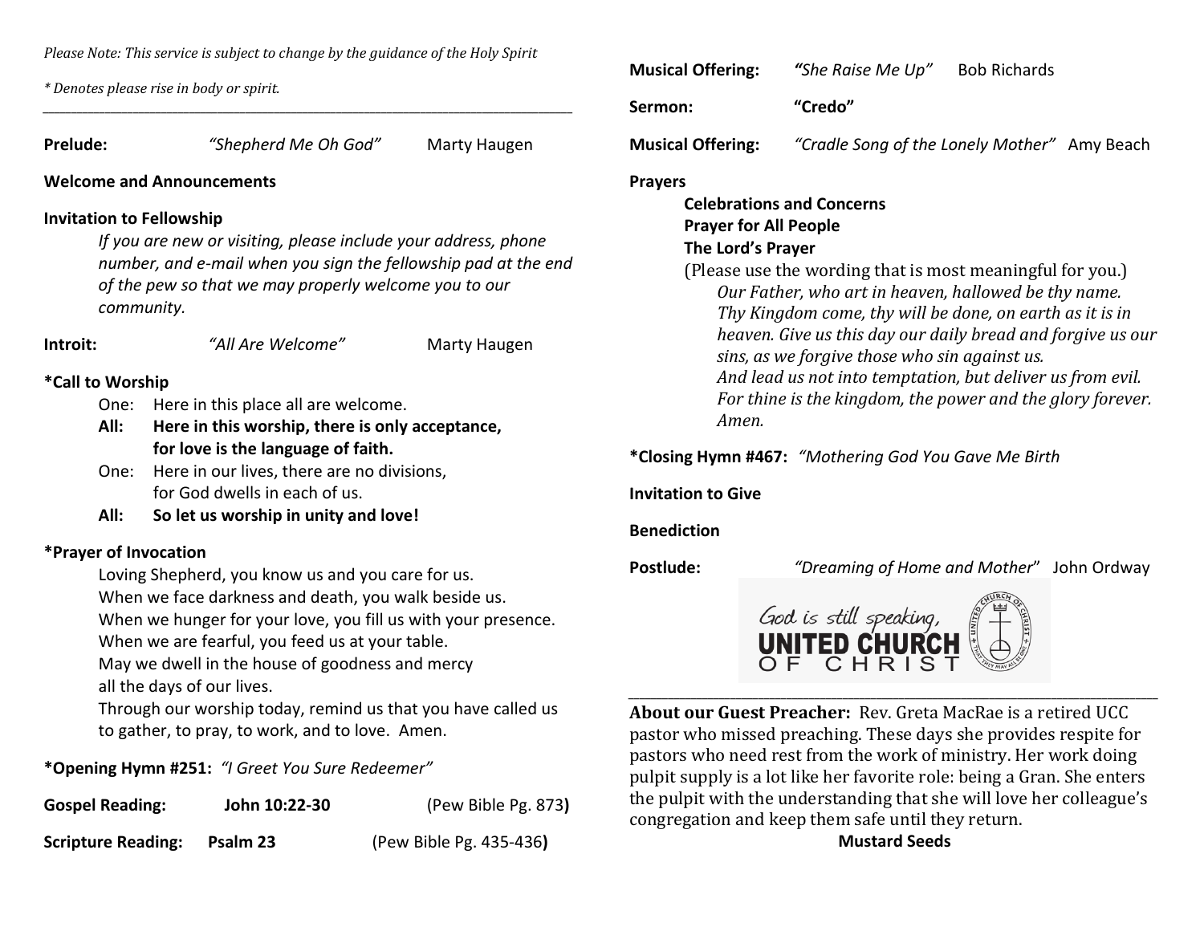*Please Note: This service is subject to change by the guidance of the Holy Spirit*

*\* Denotes please rise in body or spirit.*

---

**Prelude:** *"Shepherd Me Oh God"* Marty Haugen

**Welcome and Announcements**

**Invitation to Fellowship**

*If you are new or visiting, please include your address, phone number, and e-mail when you sign the fellowship pad at the end of the pew so that we may properly welcome you to our community.*

**Introit:** *"All Are Welcome"* Marty Haugen

**\*Call to Worship**

One: Here in this place all are welcome.
**All: Here in this worship, there is only acceptance, for love is the language of faith.**
One: Here in our lives, there are no divisions, for God dwells in each of us.
**All: So let us worship in unity and love!**

**\*Prayer of Invocation**

Loving Shepherd, you know us and you care for us.
When we face darkness and death, you walk beside us.
When we hunger for your love, you fill us with your presence.
When we are fearful, you feed us at your table.
May we dwell in the house of goodness and mercy
all the days of our lives.
Through our worship today, remind us that you have called us to gather, to pray, to work, and to love. Amen.

**\*Opening Hymn #251:** *"I Greet You Sure Redeemer"*

**Gospel Reading:** **John 10:22-30** (Pew Bible Pg. 873**)**

**Scripture Reading:** **Psalm 23** (Pew Bible Pg. 435-436**)**

**Musical Offering:** ***"****She Raise Me Up"* Bob Richards

**Sermon:** **"Credo"**

**Musical Offering:** *"Cradle Song of the Lonely Mother"* Amy Beach

**Prayers**

**Celebrations and Concerns**
**Prayer for All People**
**The Lord's Prayer**
(Please use the wording that is most meaningful for you.)
*Our Father, who art in heaven, hallowed be thy name.*
*Thy Kingdom come, thy will be done, on earth as it is in heaven. Give us this day our daily bread and forgive us our sins, as we forgive those who sin against us.*
*And lead us not into temptation, but deliver us from evil.*
*For thine is the kingdom, the power and the glory forever. Amen.*

**\*Closing Hymn #467:** *"Mothering God You Gave Me Birth*

**Invitation to Give**

**Benediction**

**Postlude:** *"Dreaming of Home and Mother*" John Ordway

God is still speaking, UNITED CHURCH OF CHRIST

---

**About our Guest Preacher:** Rev. Greta MacRae is a retired UCC pastor who missed preaching. These days she provides respite for pastors who need rest from the work of ministry. Her work doing pulpit supply is a lot like her favorite role: being a Gran. She enters the pulpit with the understanding that she will love her colleague's congregation and keep them safe until they return.

**Mustard Seeds**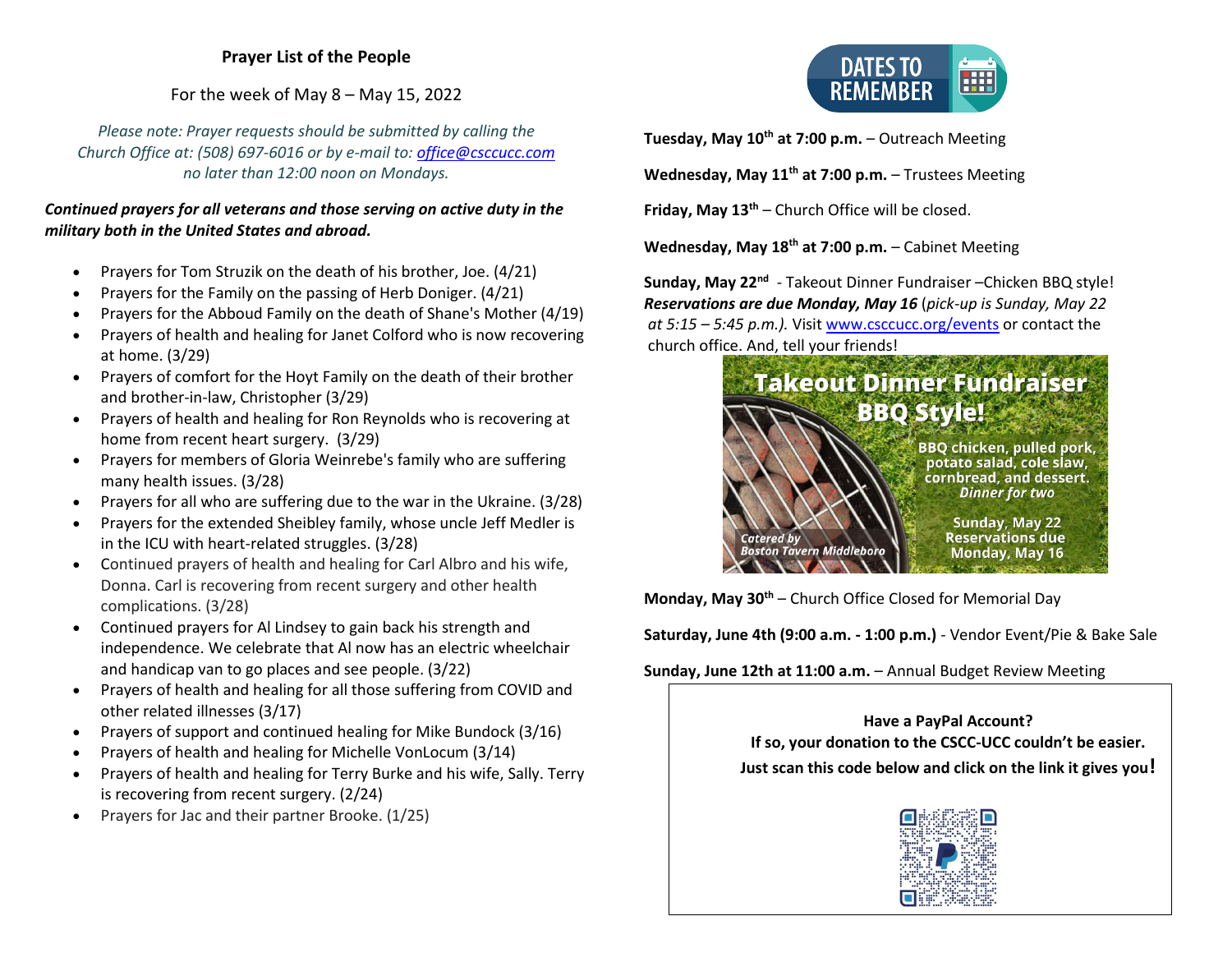**Prayer List of the People**

For the week of May 8 – May 15, 2022

*Please note: Prayer requests should be submitted by calling the Church Office at: (508) 697-6016 or by e-mail to: office@csccucc.com no later than 12:00 noon on Mondays.*

***Continued prayers for all veterans and those serving on active duty in the military both in the United States and abroad.***

- Prayers for Tom Struzik on the death of his brother, Joe. (4/21)
- Prayers for the Family on the passing of Herb Doniger. (4/21)
- Prayers for the Abboud Family on the death of Shane's Mother (4/19)
- Prayers of health and healing for Janet Colford who is now recovering at home. (3/29)
- Prayers of comfort for the Hoyt Family on the death of their brother and brother-in-law, Christopher (3/29)
- Prayers of health and healing for Ron Reynolds who is recovering at home from recent heart surgery. (3/29)
- Prayers for members of Gloria Weinrebe's family who are suffering many health issues. (3/28)
- Prayers for all who are suffering due to the war in the Ukraine. (3/28)
- Prayers for the extended Sheibley family, whose uncle Jeff Medler is in the ICU with heart-related struggles. (3/28)
- Continued prayers of health and healing for Carl Albro and his wife, Donna. Carl is recovering from recent surgery and other health complications. (3/28)
- Continued prayers for Al Lindsey to gain back his strength and independence. We celebrate that Al now has an electric wheelchair and handicap van to go places and see people. (3/22)
- Prayers of health and healing for all those suffering from COVID and other related illnesses (3/17)
- Prayers of support and continued healing for Mike Bundock (3/16)
- Prayers of health and healing for Michelle VonLocum (3/14)
- Prayers of health and healing for Terry Burke and his wife, Sally. Terry is recovering from recent surgery. (2/24)
- Prayers for Jac and their partner Brooke. (1/25)

## DATES TO REMEMBER

**Tuesday, May 10th at 7:00 p.m.** – Outreach Meeting

**Wednesday, May 11th at 7:00 p.m.** – Trustees Meeting

**Friday, May 13th** – Church Office will be closed.

**Wednesday, May 18th at 7:00 p.m.** – Cabinet Meeting

**Sunday, May 22nd** - Takeout Dinner Fundraiser –Chicken BBQ style! ***Reservations are due Monday, May 16*** (*pick-up is Sunday, May 22 at 5:15 – 5:45 p.m.).* Visit www.csccucc.org/events or contact the church office. And, tell your friends!

**Takeout Dinner Fundraiser BBQ Style!**

BBQ chicken, pulled pork, potato salad, cole slaw, cornbread, and dessert. *Dinner for two*

Sunday, May 22
Reservations due Monday, May 16

*Catered by Boston Tavern Middleboro*

**Monday, May 30th** – Church Office Closed for Memorial Day

**Saturday, June 4th (9:00 a.m. - 1:00 p.m.)** - Vendor Event/Pie & Bake Sale

**Sunday, June 12th at 11:00 a.m.** – Annual Budget Review Meeting

**Have a PayPal Account?**
**If so, your donation to the CSCC-UCC couldn't be easier.**
**Just scan this code below and click on the link it gives you!**